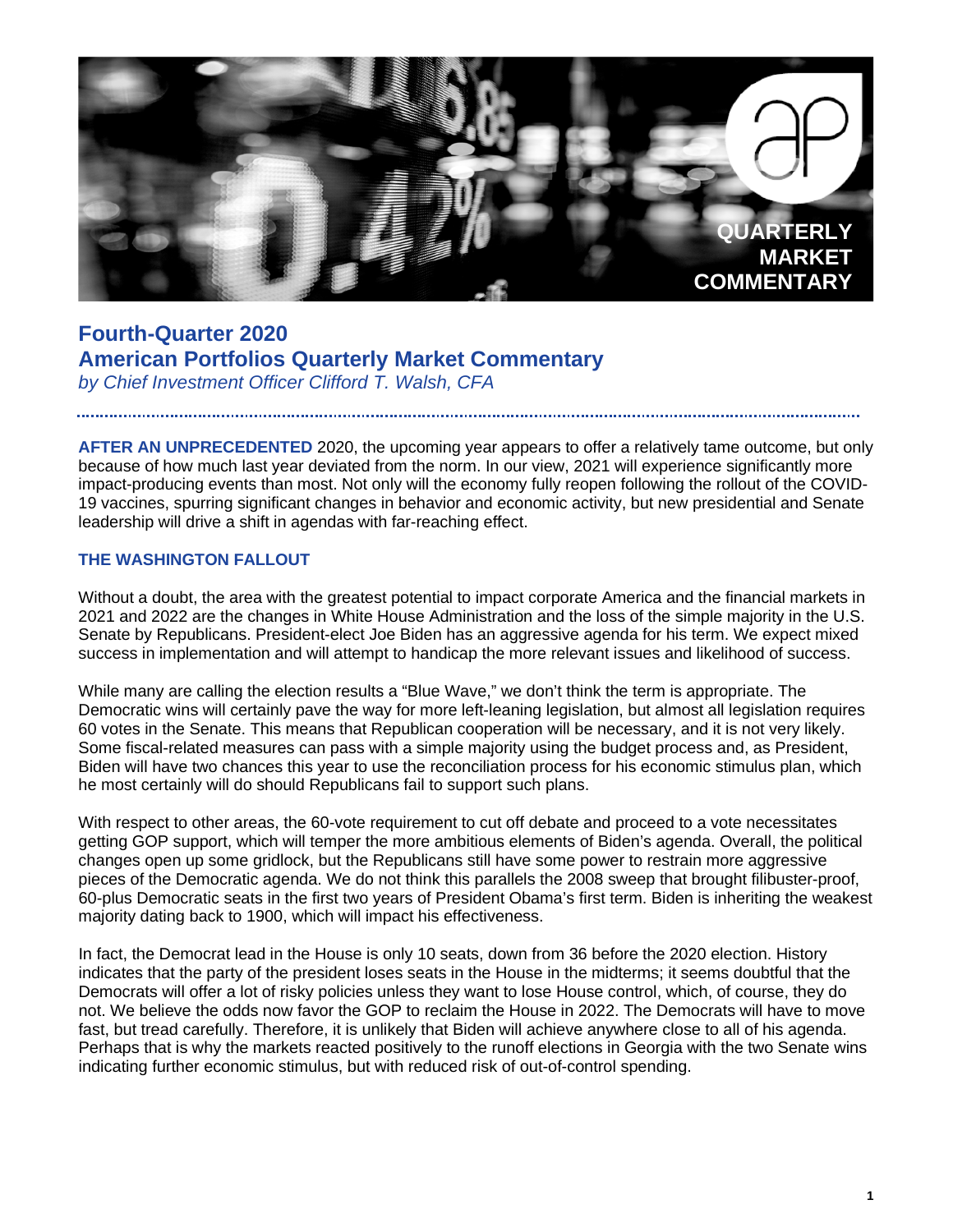QUARTERLY MARKET COMMENTARY

# Fourth-Quarter 2020
# American Portfolios Quarterly Market Commentary

*by Chief Investment Officer Clifford T. Walsh, CFA*

**AFTER AN UNPRECEDENTED** 2020, the upcoming year appears to offer a relatively tame outcome, but only because of how much last year deviated from the norm. In our view, 2021 will experience significantly more impact-producing events than most. Not only will the economy fully reopen following the rollout of the COVID-19 vaccines, spurring significant changes in behavior and economic activity, but new presidential and Senate leadership will drive a shift in agendas with far-reaching effect.

## THE WASHINGTON FALLOUT

Without a doubt, the area with the greatest potential to impact corporate America and the financial markets in 2021 and 2022 are the changes in White House Administration and the loss of the simple majority in the U.S. Senate by Republicans. President-elect Joe Biden has an aggressive agenda for his term. We expect mixed success in implementation and will attempt to handicap the more relevant issues and likelihood of success.

While many are calling the election results a "Blue Wave," we don't think the term is appropriate. The Democratic wins will certainly pave the way for more left-leaning legislation, but almost all legislation requires 60 votes in the Senate. This means that Republican cooperation will be necessary, and it is not very likely. Some fiscal-related measures can pass with a simple majority using the budget process and, as President, Biden will have two chances this year to use the reconciliation process for his economic stimulus plan, which he most certainly will do should Republicans fail to support such plans.

With respect to other areas, the 60-vote requirement to cut off debate and proceed to a vote necessitates getting GOP support, which will temper the more ambitious elements of Biden's agenda. Overall, the political changes open up some gridlock, but the Republicans still have some power to restrain more aggressive pieces of the Democratic agenda. We do not think this parallels the 2008 sweep that brought filibuster-proof, 60-plus Democratic seats in the first two years of President Obama's first term. Biden is inheriting the weakest majority dating back to 1900, which will impact his effectiveness.

In fact, the Democrat lead in the House is only 10 seats, down from 36 before the 2020 election. History indicates that the party of the president loses seats in the House in the midterms; it seems doubtful that the Democrats will offer a lot of risky policies unless they want to lose House control, which, of course, they do not. We believe the odds now favor the GOP to reclaim the House in 2022. The Democrats will have to move fast, but tread carefully. Therefore, it is unlikely that Biden will achieve anywhere close to all of his agenda. Perhaps that is why the markets reacted positively to the runoff elections in Georgia with the two Senate wins indicating further economic stimulus, but with reduced risk of out-of-control spending.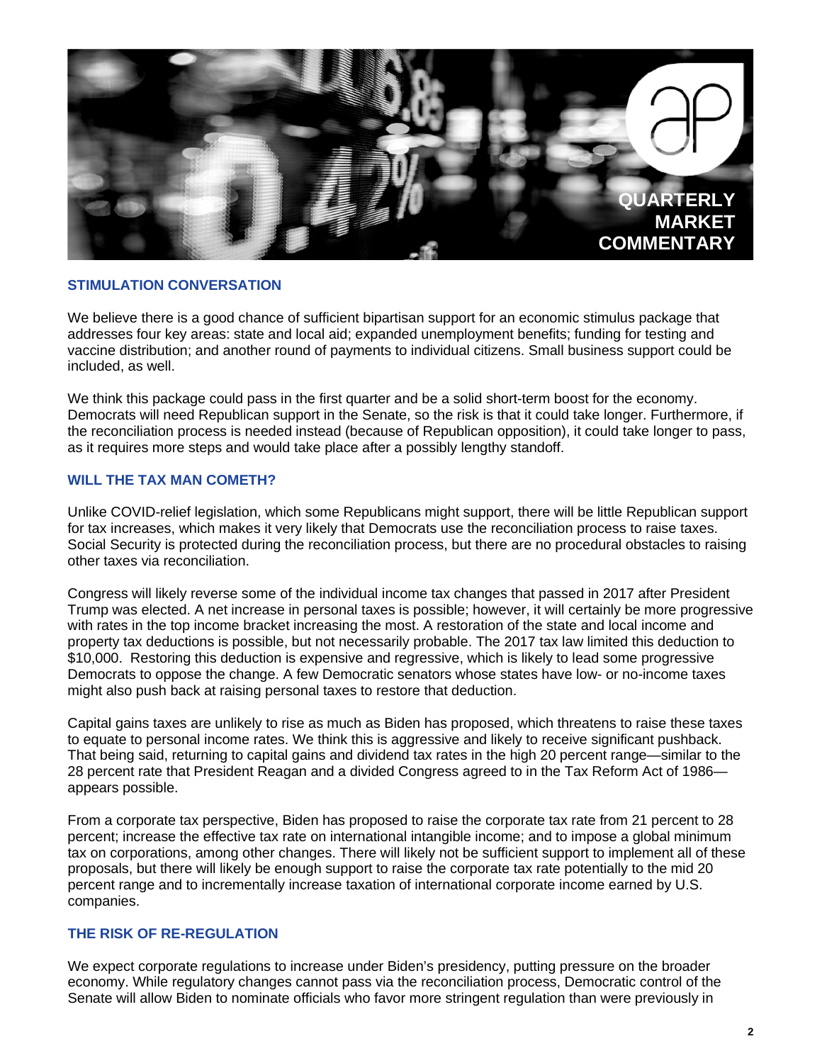# QUARTERLY MARKET COMMENTARY

## STIMULATION CONVERSATION

We believe there is a good chance of sufficient bipartisan support for an economic stimulus package that addresses four key areas: state and local aid; expanded unemployment benefits; funding for testing and vaccine distribution; and another round of payments to individual citizens. Small business support could be included, as well.

We think this package could pass in the first quarter and be a solid short-term boost for the economy. Democrats will need Republican support in the Senate, so the risk is that it could take longer. Furthermore, if the reconciliation process is needed instead (because of Republican opposition), it could take longer to pass, as it requires more steps and would take place after a possibly lengthy standoff.

## WILL THE TAX MAN COMETH?

Unlike COVID-relief legislation, which some Republicans might support, there will be little Republican support for tax increases, which makes it very likely that Democrats use the reconciliation process to raise taxes. Social Security is protected during the reconciliation process, but there are no procedural obstacles to raising other taxes via reconciliation.

Congress will likely reverse some of the individual income tax changes that passed in 2017 after President Trump was elected. A net increase in personal taxes is possible; however, it will certainly be more progressive with rates in the top income bracket increasing the most. A restoration of the state and local income and property tax deductions is possible, but not necessarily probable. The 2017 tax law limited this deduction to $10,000. Restoring this deduction is expensive and regressive, which is likely to lead some progressive Democrats to oppose the change. A few Democratic senators whose states have low- or no-income taxes might also push back at raising personal taxes to restore that deduction.

Capital gains taxes are unlikely to rise as much as Biden has proposed, which threatens to raise these taxes to equate to personal income rates. We think this is aggressive and likely to receive significant pushback. That being said, returning to capital gains and dividend tax rates in the high 20 percent range—similar to the 28 percent rate that President Reagan and a divided Congress agreed to in the Tax Reform Act of 1986—appears possible.

From a corporate tax perspective, Biden has proposed to raise the corporate tax rate from 21 percent to 28 percent; increase the effective tax rate on international intangible income; and to impose a global minimum tax on corporations, among other changes. There will likely not be sufficient support to implement all of these proposals, but there will likely be enough support to raise the corporate tax rate potentially to the mid 20 percent range and to incrementally increase taxation of international corporate income earned by U.S. companies.

## THE RISK OF RE-REGULATION

We expect corporate regulations to increase under Biden's presidency, putting pressure on the broader economy. While regulatory changes cannot pass via the reconciliation process, Democratic control of the Senate will allow Biden to nominate officials who favor more stringent regulation than were previously in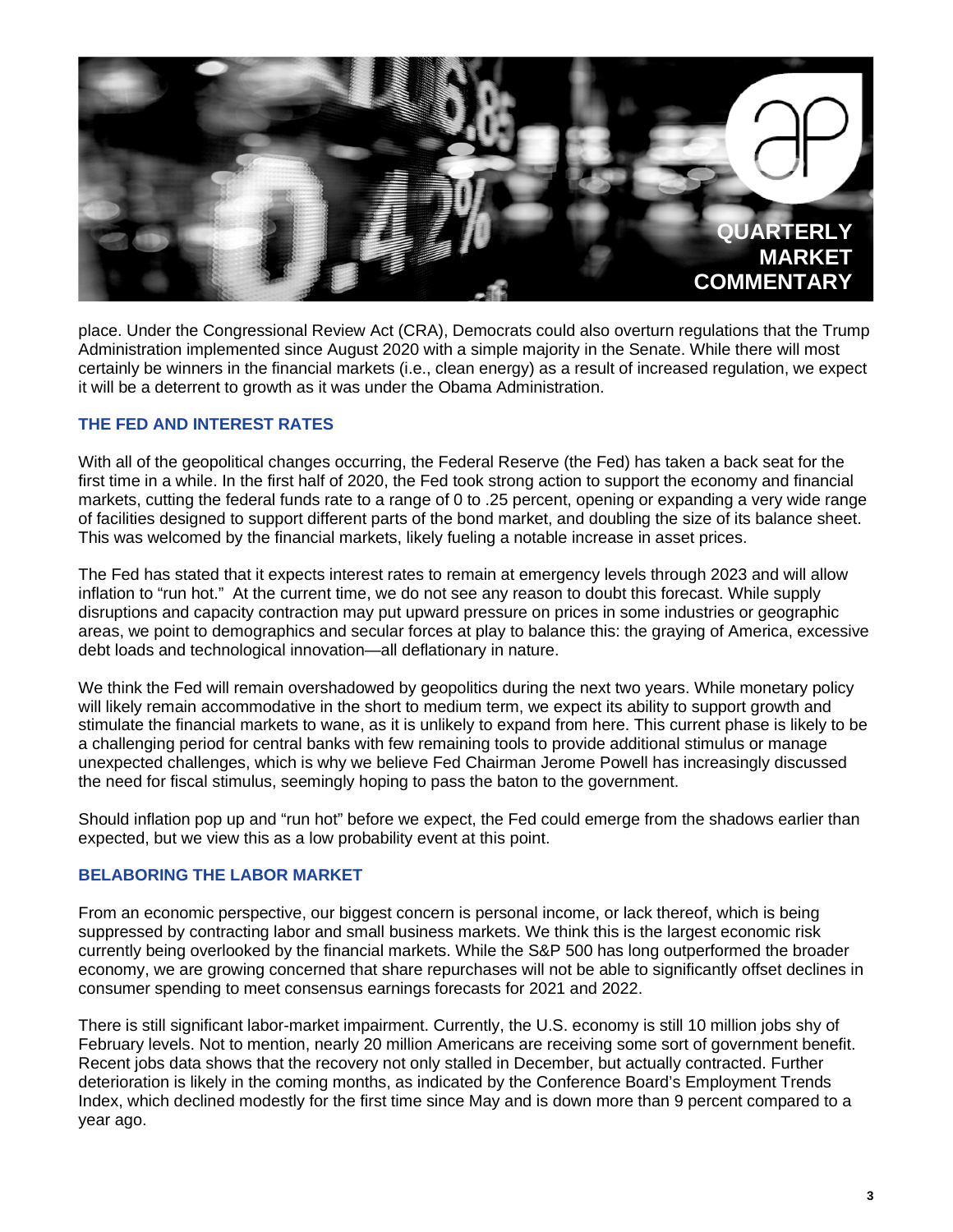place. Under the Congressional Review Act (CRA), Democrats could also overturn regulations that the Trump Administration implemented since August 2020 with a simple majority in the Senate. While there will most certainly be winners in the financial markets (i.e., clean energy) as a result of increased regulation, we expect it will be a deterrent to growth as it was under the Obama Administration.

## THE FED AND INTEREST RATES

With all of the geopolitical changes occurring, the Federal Reserve (the Fed) has taken a back seat for the first time in a while. In the first half of 2020, the Fed took strong action to support the economy and financial markets, cutting the federal funds rate to a range of 0 to .25 percent, opening or expanding a very wide range of facilities designed to support different parts of the bond market, and doubling the size of its balance sheet. This was welcomed by the financial markets, likely fueling a notable increase in asset prices.

The Fed has stated that it expects interest rates to remain at emergency levels through 2023 and will allow inflation to "run hot." At the current time, we do not see any reason to doubt this forecast. While supply disruptions and capacity contraction may put upward pressure on prices in some industries or geographic areas, we point to demographics and secular forces at play to balance this: the graying of America, excessive debt loads and technological innovation—all deflationary in nature.

We think the Fed will remain overshadowed by geopolitics during the next two years. While monetary policy will likely remain accommodative in the short to medium term, we expect its ability to support growth and stimulate the financial markets to wane, as it is unlikely to expand from here. This current phase is likely to be a challenging period for central banks with few remaining tools to provide additional stimulus or manage unexpected challenges, which is why we believe Fed Chairman Jerome Powell has increasingly discussed the need for fiscal stimulus, seemingly hoping to pass the baton to the government.

Should inflation pop up and "run hot" before we expect, the Fed could emerge from the shadows earlier than expected, but we view this as a low probability event at this point.

## BELABORING THE LABOR MARKET

From an economic perspective, our biggest concern is personal income, or lack thereof, which is being suppressed by contracting labor and small business markets. We think this is the largest economic risk currently being overlooked by the financial markets. While the S&P 500 has long outperformed the broader economy, we are growing concerned that share repurchases will not be able to significantly offset declines in consumer spending to meet consensus earnings forecasts for 2021 and 2022.

There is still significant labor-market impairment. Currently, the U.S. economy is still 10 million jobs shy of February levels. Not to mention, nearly 20 million Americans are receiving some sort of government benefit. Recent jobs data shows that the recovery not only stalled in December, but actually contracted. Further deterioration is likely in the coming months, as indicated by the Conference Board's Employment Trends Index, which declined modestly for the first time since May and is down more than 9 percent compared to a year ago.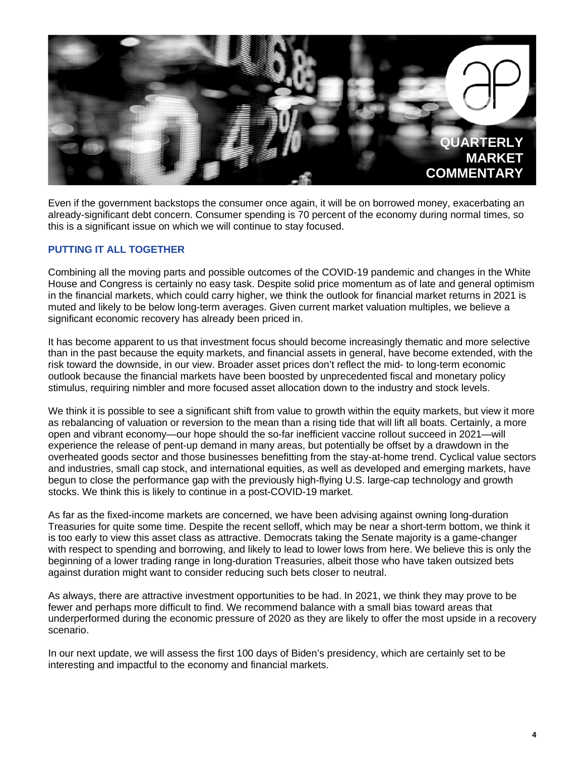Even if the government backstops the consumer once again, it will be on borrowed money, exacerbating an already-significant debt concern. Consumer spending is 70 percent of the economy during normal times, so this is a significant issue on which we will continue to stay focused.

### PUTTING IT ALL TOGETHER

Combining all the moving parts and possible outcomes of the COVID-19 pandemic and changes in the White House and Congress is certainly no easy task. Despite solid price momentum as of late and general optimism in the financial markets, which could carry higher, we think the outlook for financial market returns in 2021 is muted and likely to be below long-term averages. Given current market valuation multiples, we believe a significant economic recovery has already been priced in.

It has become apparent to us that investment focus should become increasingly thematic and more selective than in the past because the equity markets, and financial assets in general, have become extended, with the risk toward the downside, in our view. Broader asset prices don't reflect the mid- to long-term economic outlook because the financial markets have been boosted by unprecedented fiscal and monetary policy stimulus, requiring nimbler and more focused asset allocation down to the industry and stock levels.

We think it is possible to see a significant shift from value to growth within the equity markets, but view it more as rebalancing of valuation or reversion to the mean than a rising tide that will lift all boats. Certainly, a more open and vibrant economy—our hope should the so-far inefficient vaccine rollout succeed in 2021—will experience the release of pent-up demand in many areas, but potentially be offset by a drawdown in the overheated goods sector and those businesses benefitting from the stay-at-home trend. Cyclical value sectors and industries, small cap stock, and international equities, as well as developed and emerging markets, have begun to close the performance gap with the previously high-flying U.S. large-cap technology and growth stocks. We think this is likely to continue in a post-COVID-19 market.

As far as the fixed-income markets are concerned, we have been advising against owning long-duration Treasuries for quite some time. Despite the recent selloff, which may be near a short-term bottom, we think it is too early to view this asset class as attractive. Democrats taking the Senate majority is a game-changer with respect to spending and borrowing, and likely to lead to lower lows from here. We believe this is only the beginning of a lower trading range in long-duration Treasuries, albeit those who have taken outsized bets against duration might want to consider reducing such bets closer to neutral.

As always, there are attractive investment opportunities to be had. In 2021, we think they may prove to be fewer and perhaps more difficult to find. We recommend balance with a small bias toward areas that underperformed during the economic pressure of 2020 as they are likely to offer the most upside in a recovery scenario.

In our next update, we will assess the first 100 days of Biden's presidency, which are certainly set to be interesting and impactful to the economy and financial markets.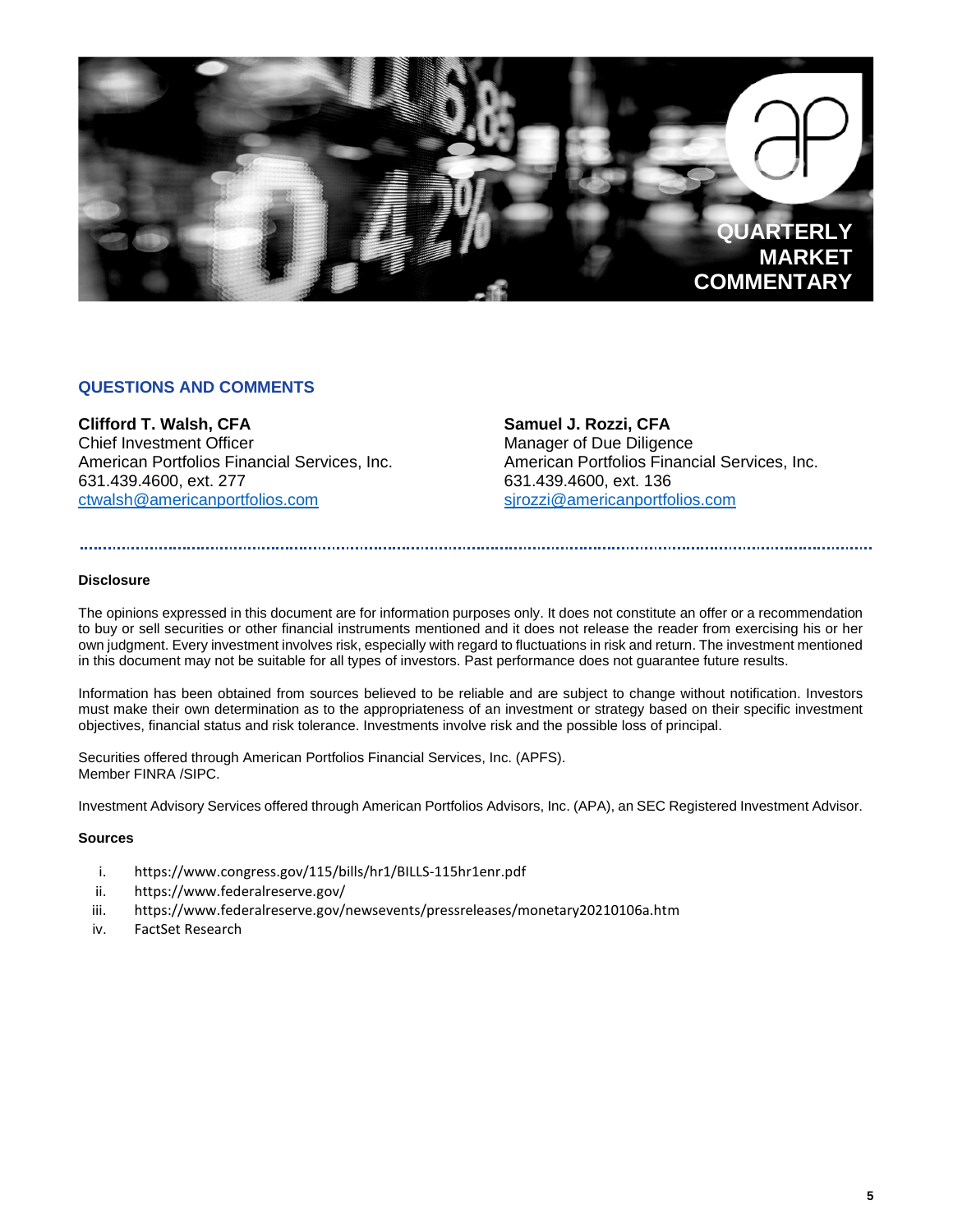QUARTERLY MARKET COMMENTARY

## QUESTIONS AND COMMENTS

**Clifford T. Walsh, CFA**
Chief Investment Officer
American Portfolios Financial Services, Inc.
631.439.4600, ext. 277
ctwalsh@americanportfolios.com

**Samuel J. Rozzi, CFA**
Manager of Due Diligence
American Portfolios Financial Services, Inc.
631.439.4600, ext. 136
sjrozzi@americanportfolios.com

**Disclosure**

The opinions expressed in this document are for information purposes only. It does not constitute an offer or a recommendation to buy or sell securities or other financial instruments mentioned and it does not release the reader from exercising his or her own judgment. Every investment involves risk, especially with regard to fluctuations in risk and return. The investment mentioned in this document may not be suitable for all types of investors. Past performance does not guarantee future results.

Information has been obtained from sources believed to be reliable and are subject to change without notification. Investors must make their own determination as to the appropriateness of an investment or strategy based on their specific investment objectives, financial status and risk tolerance. Investments involve risk and the possible loss of principal.

Securities offered through American Portfolios Financial Services, Inc. (APFS).
Member FINRA /SIPC.

Investment Advisory Services offered through American Portfolios Advisors, Inc. (APA), an SEC Registered Investment Advisor.

**Sources**

i. https://www.congress.gov/115/bills/hr1/BILLS-115hr1enr.pdf
ii. https://www.federalreserve.gov/
iii. https://www.federalreserve.gov/newsevents/pressreleases/monetary20210106a.htm
iv. FactSet Research